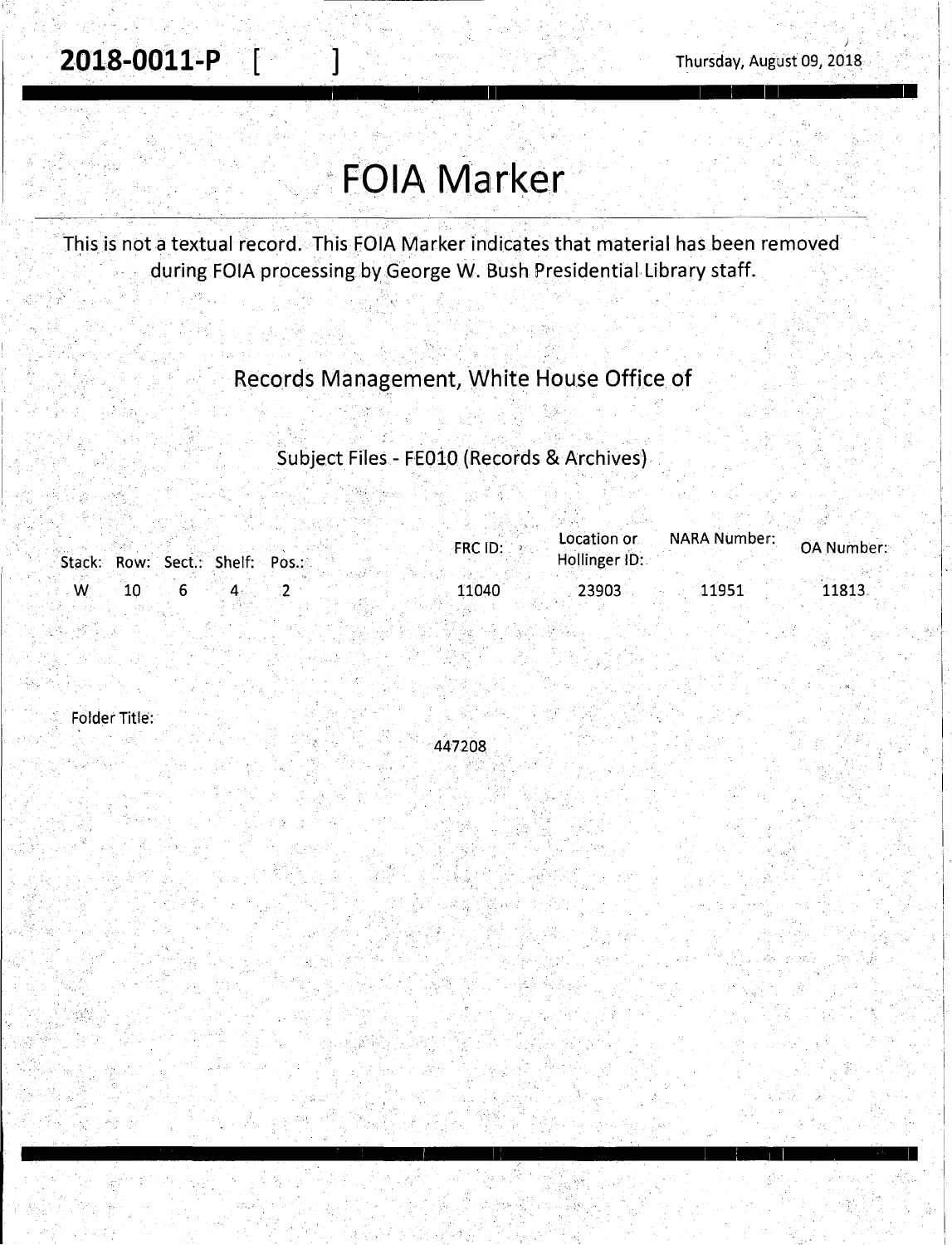**2018-0011-P** [ ] Thursday, August 09, 2018

# FOIA Marker

This is not a textual record. This FOIA Marker indicates that material has been removed during FOIA processing by George W. Bush Presidential Library staff.

## Records Management, White House Office of

### Subject Files - FE010 (Records & Archives)

| Stack: | Row: | Sect.: | Shelf: | Pos.: | FRC ID: | Location or Hollinger ID: | NARA Number: | OA Number: |
|---|---|---|---|---|---|---|---|---|
| W | 10 | 6 | 4 | 2 | 11040 | 23903 | 11951 | 11813 |

Folder Title:

447208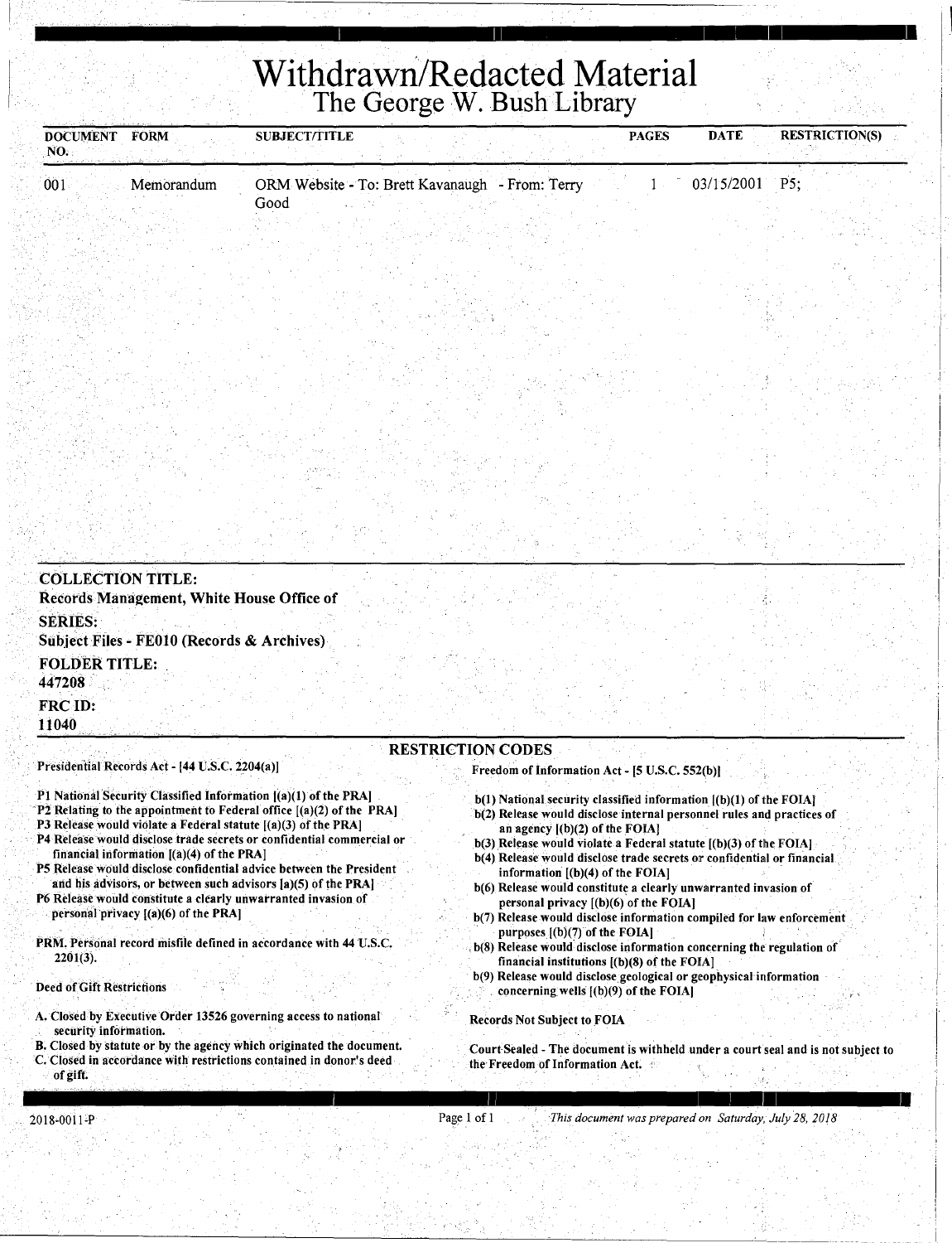# Withdrawn/Redacted Material

## The George W. Bush Library

| DOCUMENT NO. | FORM | SUBJECT/TITLE | PAGES | DATE | RESTRICTION(S) |
|---|---|---|---|---|---|
| 001 | Memorandum | ORM Website - To: Brett Kavanaugh - From: Terry Good | 1 | 03/15/2001 | P5; |

**COLLECTION TITLE:**
**Records Management, White House Office of**

**SERIES:**
**Subject Files - FE010 (Records & Archives)**

**FOLDER TITLE:**
**447208**

**FRC ID:**
**11040**

### RESTRICTION CODES

**Presidential Records Act - [44 U.S.C. 2204(a)]**

**P1 National Security Classified Information [(a)(1) of the PRA]**
**P2 Relating to the appointment to Federal office [(a)(2) of the PRA]**
**P3 Release would violate a Federal statute [(a)(3) of the PRA]**
**P4 Release would disclose trade secrets or confidential commercial or financial information [(a)(4) of the PRA]**
**P5 Release would disclose confidential advice between the President and his advisors, or between such advisors [a)(5) of the PRA]**
**P6 Release would constitute a clearly unwarranted invasion of personal privacy [(a)(6) of the PRA]**

**PRM. Personal record misfile defined in accordance with 44 U.S.C. 2201(3).**

**Deed of Gift Restrictions**

**A. Closed by Executive Order 13526 governing access to national security information.**
**B. Closed by statute or by the agency which originated the document.**
**C. Closed in accordance with restrictions contained in donor's deed of gift.**

**Freedom of Information Act - [5 U.S.C. 552(b)]**

**b(1) National security classified information [(b)(1) of the FOIA]**
**b(2) Release would disclose internal personnel rules and practices of an agency [(b)(2) of the FOIA]**
**b(3) Release would violate a Federal statute [(b)(3) of the FOIA]**
**b(4) Release would disclose trade secrets or confidential or financial information [(b)(4) of the FOIA]**
**b(6) Release would constitute a clearly unwarranted invasion of personal privacy [(b)(6) of the FOIA]**
**b(7) Release would disclose information compiled for law enforcement purposes [(b)(7) of the FOIA]**
**b(8) Release would disclose information concerning the regulation of financial institutions [(b)(8) of the FOIA]**
**b(9) Release would disclose geological or geophysical information concerning wells [(b)(9) of the FOIA]**

**Records Not Subject to FOIA**

**Court Sealed - The document is withheld under a court seal and is not subject to the Freedom of Information Act.**

2018-0011-P

*This document was prepared on Saturday, July 28, 2018*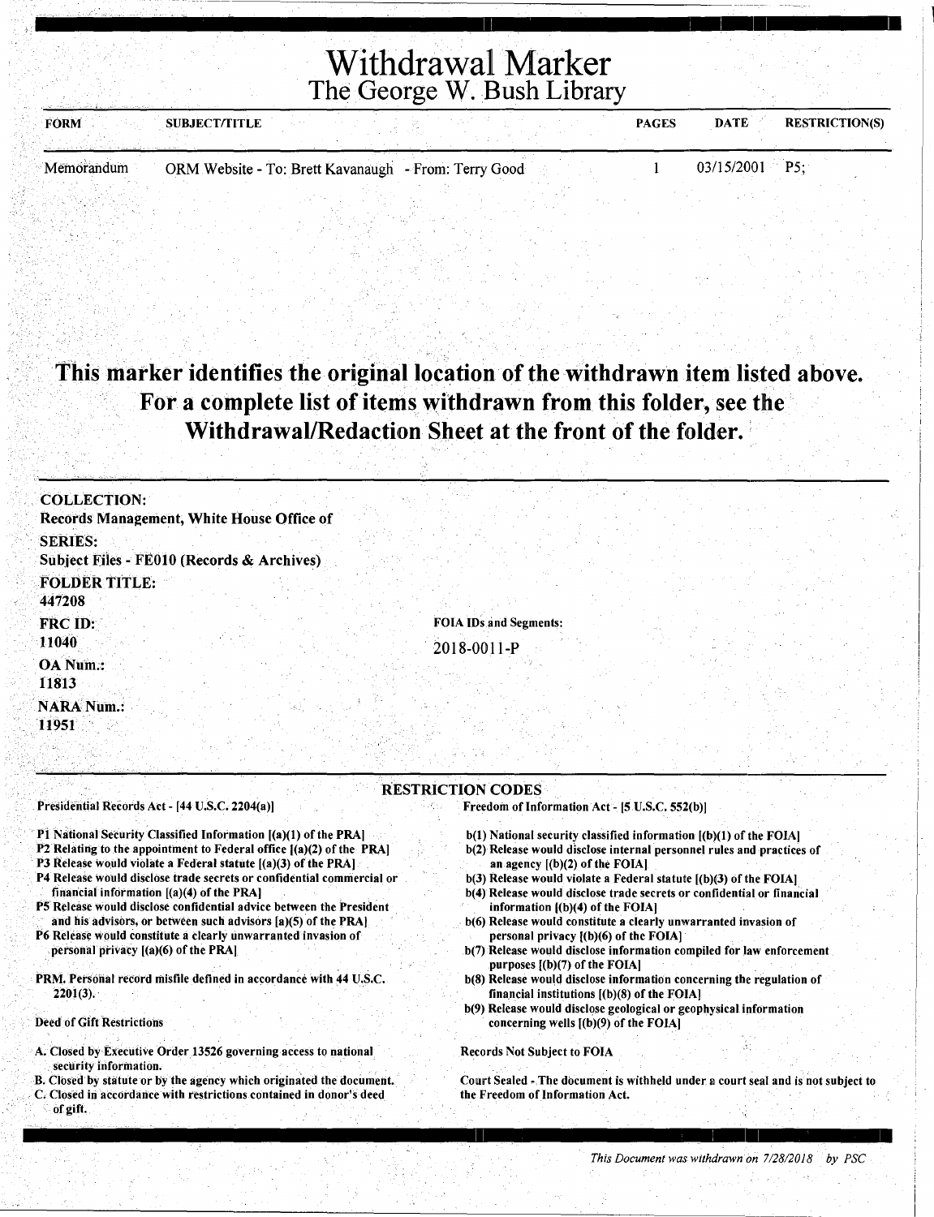# Withdrawal Marker
## The George W. Bush Library

| FORM | SUBJECT/TITLE | PAGES | DATE | RESTRICTION(S) |
| --- | --- | --- | --- | --- |
| Memorandum | ORM Website - To: Brett Kavanaugh - From: Terry Good | 1 | 03/15/2001 | P5; |

**This marker identifies the original location of the withdrawn item listed above. For a complete list of items withdrawn from this folder, see the Withdrawal/Redaction Sheet at the front of the folder.**

**COLLECTION:**
Records Management, White House Office of

**SERIES:**
Subject Files - FE010 (Records & Archives)

**FOLDER TITLE:**
447208

**FRC ID:**
11040

**FOIA IDs and Segments:**
2018-0011-P

**OA Num.:**
11813

**NARA Num.:**
11951

### RESTRICTION CODES

Presidential Records Act - [44 U.S.C. 2204(a)]

P1 National Security Classified Information [(a)(1) of the PRA]
P2 Relating to the appointment to Federal office [(a)(2) of the PRA]
P3 Release would violate a Federal statute [(a)(3) of the PRA]
P4 Release would disclose trade secrets or confidential commercial or financial information [(a)(4) of the PRA]
P5 Release would disclose confidential advice between the President and his advisors, or between such advisors [a)(5) of the PRA]
P6 Release would constitute a clearly unwarranted invasion of personal privacy [(a)(6) of the PRA]

PRM. Personal record misfile defined in accordance with 44 U.S.C. 2201(3).

Deed of Gift Restrictions

A. Closed by Executive Order 13526 governing access to national security information.
B. Closed by statute or by the agency which originated the document.
C. Closed in accordance with restrictions contained in donor's deed of gift.

Freedom of Information Act - [5 U.S.C. 552(b)]

b(1) National security classified information [(b)(1) of the FOIA]
b(2) Release would disclose internal personnel rules and practices of an agency [(b)(2) of the FOIA]
b(3) Release would violate a Federal statute [(b)(3) of the FOIA]
b(4) Release would disclose trade secrets or confidential or financial information [(b)(4) of the FOIA]
b(6) Release would constitute a clearly unwarranted invasion of personal privacy [(b)(6) of the FOIA]
b(7) Release would disclose information compiled for law enforcement purposes [(b)(7) of the FOIA]
b(8) Release would disclose information concerning the regulation of financial institutions [(b)(8) of the FOIA]
b(9) Release would disclose geological or geophysical information concerning wells [(b)(9) of the FOIA]

Records Not Subject to FOIA

Court Sealed - The document is withheld under a court seal and is not subject to the Freedom of Information Act.

*This Document was withdrawn on 7/28/2018 by PSC*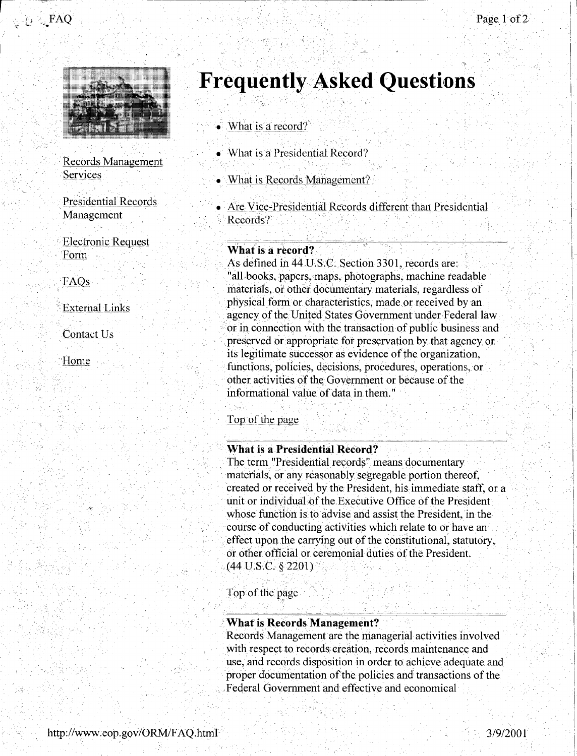# Frequently Asked Questions

- What is a record?
- What is a Presidential Record?
- What is Records Management?
- Are Vice-Presidential Records different than Presidential Records?

Records Management Services

Presidential Records Management

Electronic Request Form

FAQs

External Links

Contact Us

Home

---

**What is a record?**

As defined in 44 U.S.C. Section 3301, records are: "all books, papers, maps, photographs, machine readable materials, or other documentary materials, regardless of physical form or characteristics, made or received by an agency of the United States Government under Federal law or in connection with the transaction of public business and preserved or appropriate for preservation by that agency or its legitimate successor as evidence of the organization, functions, policies, decisions, procedures, operations, or other activities of the Government or because of the informational value of data in them."

Top of the page

---

**What is a Presidential Record?**

The term "Presidential records" means documentary materials, or any reasonably segregable portion thereof, created or received by the President, his immediate staff, or a unit or individual of the Executive Office of the President whose function is to advise and assist the President, in the course of conducting activities which relate to or have an effect upon the carrying out of the constitutional, statutory, or other official or ceremonial duties of the President. (44 U.S.C. § 2201)

Top of the page

---

**What is Records Management?**

Records Management are the managerial activities involved with respect to records creation, records maintenance and use, and records disposition in order to achieve adequate and proper documentation of the policies and transactions of the Federal Government and effective and economical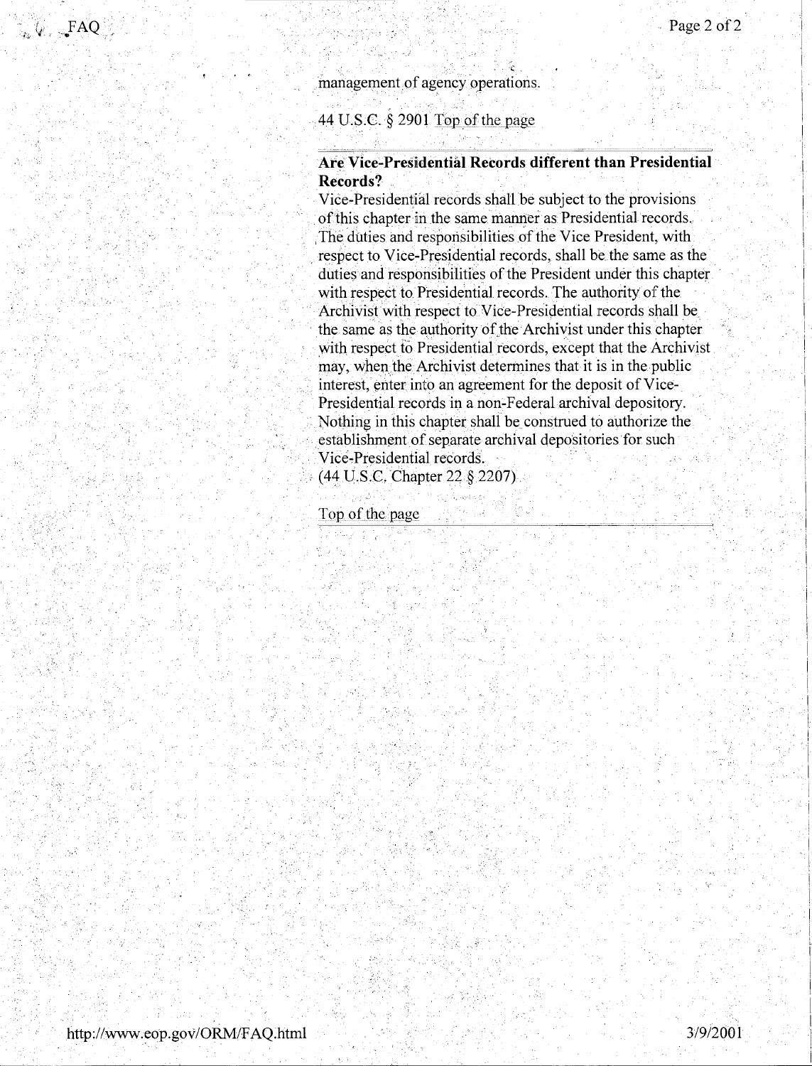management of agency operations.

44 U.S.C. § 2901 Top of the page

**Are Vice-Presidential Records different than Presidential Records?**

Vice-Presidential records shall be subject to the provisions of this chapter in the same manner as Presidential records. The duties and responsibilities of the Vice President, with respect to Vice-Presidential records, shall be the same as the duties and responsibilities of the President under this chapter with respect to Presidential records. The authority of the Archivist with respect to Vice-Presidential records shall be the same as the authority of the Archivist under this chapter with respect to Presidential records, except that the Archivist may, when the Archivist determines that it is in the public interest, enter into an agreement for the deposit of Vice-Presidential records in a non-Federal archival depository. Nothing in this chapter shall be construed to authorize the establishment of separate archival depositories for such Vice-Presidential records.
(44 U.S.C. Chapter 22 § 2207)

Top of the page

http://www.eop.gov/ORM/FAQ.html 3/9/2001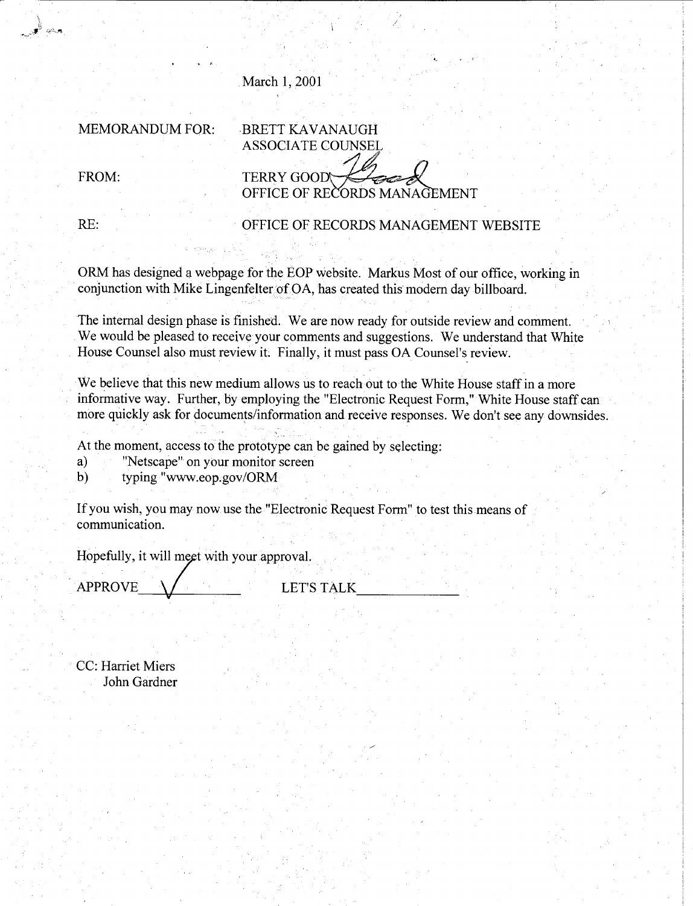March 1, 2001

MEMORANDUM FOR: BRETT KAVANAUGH
ASSOCIATE COUNSEL

FROM: TERRY GOOD
OFFICE OF RECORDS MANAGEMENT

RE: OFFICE OF RECORDS MANAGEMENT WEBSITE

ORM has designed a webpage for the EOP website. Markus Most of our office, working in conjunction with Mike Lingenfelter of OA, has created this modern day billboard.

The internal design phase is finished. We are now ready for outside review and comment. We would be pleased to receive your comments and suggestions. We understand that White House Counsel also must review it. Finally, it must pass OA Counsel's review.

We believe that this new medium allows us to reach out to the White House staff in a more informative way. Further, by employing the "Electronic Request Form," White House staff can more quickly ask for documents/information and receive responses. We don't see any downsides.

At the moment, access to the prototype can be gained by selecting:

a) "Netscape" on your monitor screen
b) typing "www.eop.gov/ORM

If you wish, you may now use the "Electronic Request Form" to test this means of communication.

Hopefully, it will meet with your approval.

APPROVE ✓ LET'S TALK ______

CC: Harriet Miers
John Gardner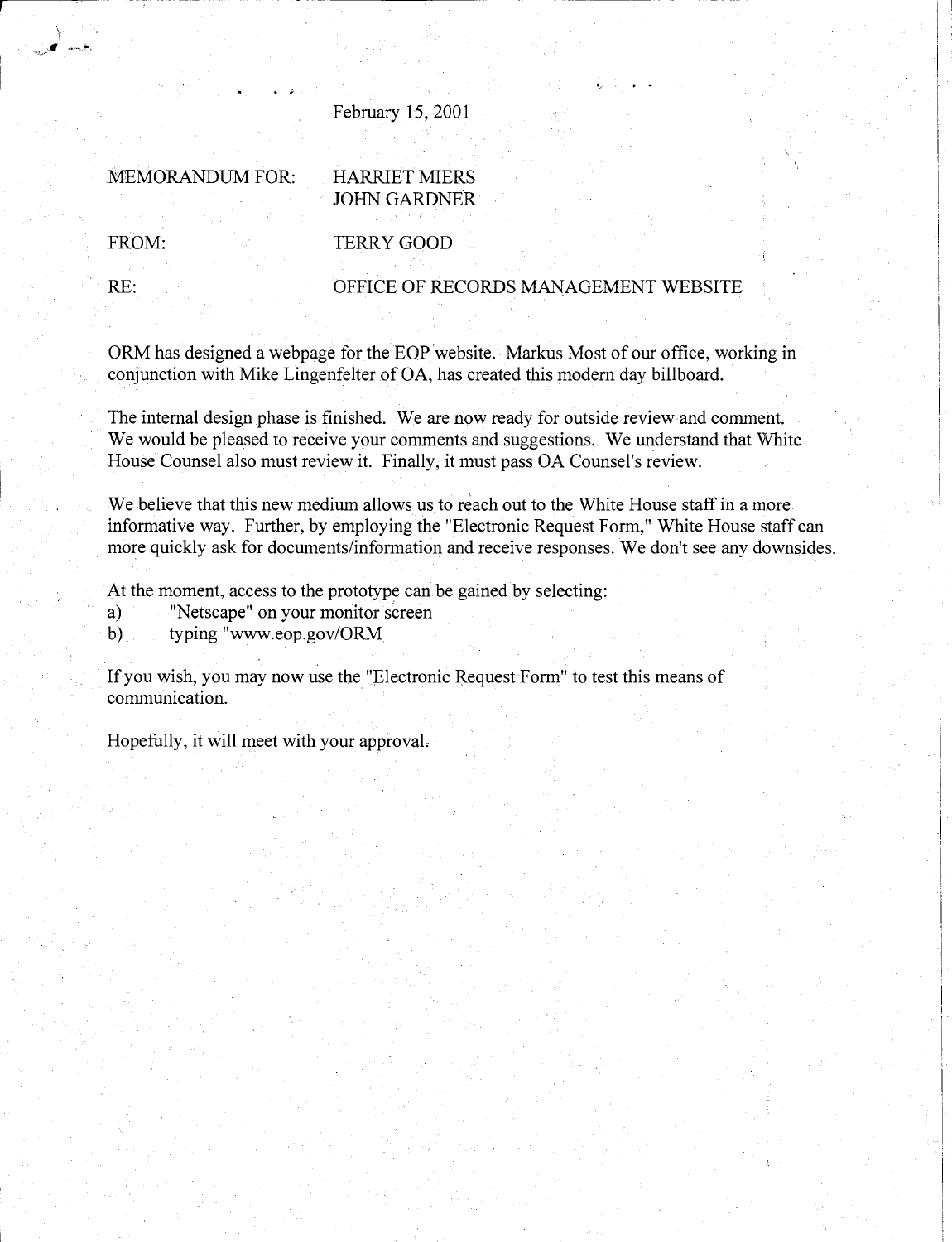February 15, 2001

MEMORANDUM FOR: HARRIET MIERS
JOHN GARDNER

FROM: TERRY GOOD

RE: OFFICE OF RECORDS MANAGEMENT WEBSITE

ORM has designed a webpage for the EOP website. Markus Most of our office, working in conjunction with Mike Lingenfelter of OA, has created this modern day billboard.

The internal design phase is finished. We are now ready for outside review and comment. We would be pleased to receive your comments and suggestions. We understand that White House Counsel also must review it. Finally, it must pass OA Counsel's review.

We believe that this new medium allows us to reach out to the White House staff in a more informative way. Further, by employing the "Electronic Request Form," White House staff can more quickly ask for documents/information and receive responses. We don't see any downsides.

At the moment, access to the prototype can be gained by selecting:

a) "Netscape" on your monitor screen
b) typing "www.eop.gov/ORM

If you wish, you may now use the "Electronic Request Form" to test this means of communication.

Hopefully, it will meet with your approval.